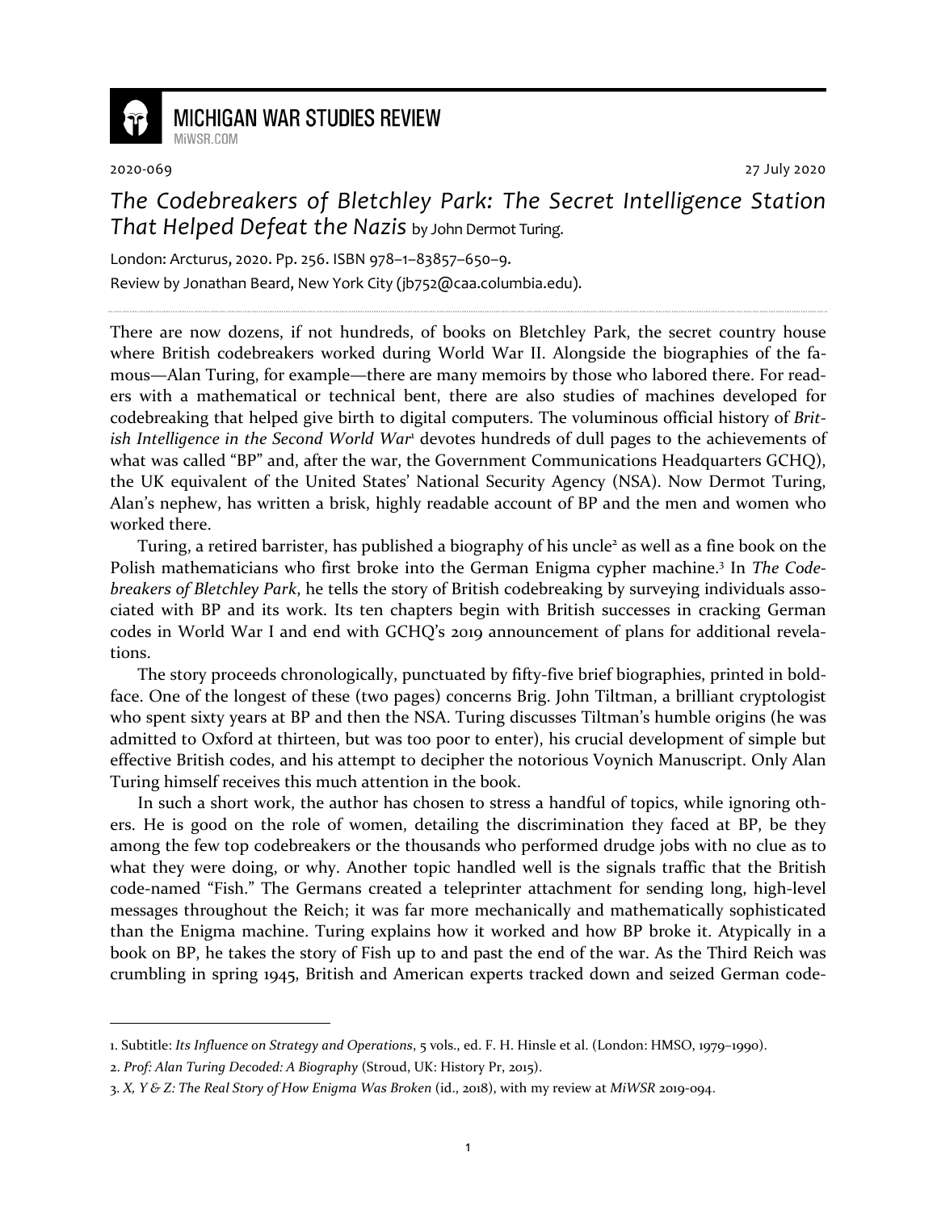MICHIGAN WAR STUDIES REVIEW
MiWSR.COM

2020-069 | 27 July 2020

# *The Codebreakers of Bletchley Park: The Secret Intelligence Station That Helped Defeat the Nazis* by John Dermot Turing.

London: Arcturus, 2020. Pp. 256. ISBN 978–1–83857–650–9.

Review by Jonathan Beard, New York City (jb752@caa.columbia.edu).

---

There are now dozens, if not hundreds, of books on Bletchley Park, the secret country house where British codebreakers worked during World War II. Alongside the biographies of the famous—Alan Turing, for example—there are many memoirs by those who labored there. For readers with a mathematical or technical bent, there are also studies of machines developed for codebreaking that helped give birth to digital computers. The voluminous official history of *British Intelligence in the Second World War*[1] devotes hundreds of dull pages to the achievements of what was called "BP" and, after the war, the Government Communications Headquarters GCHQ), the UK equivalent of the United States' National Security Agency (NSA). Now Dermot Turing, Alan's nephew, has written a brisk, highly readable account of BP and the men and women who worked there.

Turing, a retired barrister, has published a biography of his uncle[2] as well as a fine book on the Polish mathematicians who first broke into the German Enigma cypher machine.[3] In *The Codebreakers of Bletchley Park*, he tells the story of British codebreaking by surveying individuals associated with BP and its work. Its ten chapters begin with British successes in cracking German codes in World War I and end with GCHQ's 2019 announcement of plans for additional revelations.

The story proceeds chronologically, punctuated by fifty-five brief biographies, printed in boldface. One of the longest of these (two pages) concerns Brig. John Tiltman, a brilliant cryptologist who spent sixty years at BP and then the NSA. Turing discusses Tiltman's humble origins (he was admitted to Oxford at thirteen, but was too poor to enter), his crucial development of simple but effective British codes, and his attempt to decipher the notorious Voynich Manuscript. Only Alan Turing himself receives this much attention in the book.

In such a short work, the author has chosen to stress a handful of topics, while ignoring others. He is good on the role of women, detailing the discrimination they faced at BP, be they among the few top codebreakers or the thousands who performed drudge jobs with no clue as to what they were doing, or why. Another topic handled well is the signals traffic that the British code-named "Fish." The Germans created a teleprinter attachment for sending long, high-level messages throughout the Reich; it was far more mechanically and mathematically sophisticated than the Enigma machine. Turing explains how it worked and how BP broke it. Atypically in a book on BP, he takes the story of Fish up to and past the end of the war. As the Third Reich was crumbling in spring 1945, British and American experts tracked down and seized German code-

---

1. Subtitle: *Its Influence on Strategy and Operations*, 5 vols., ed. F. H. Hinsle et al. (London: HMSO, 1979–1990).

2. *Prof: Alan Turing Decoded: A Biography* (Stroud, UK: History Pr, 2015).

3. *X, Y & Z: The Real Story of How Enigma Was Broken* (id., 2018), with my review at *MiWSR* 2019-094.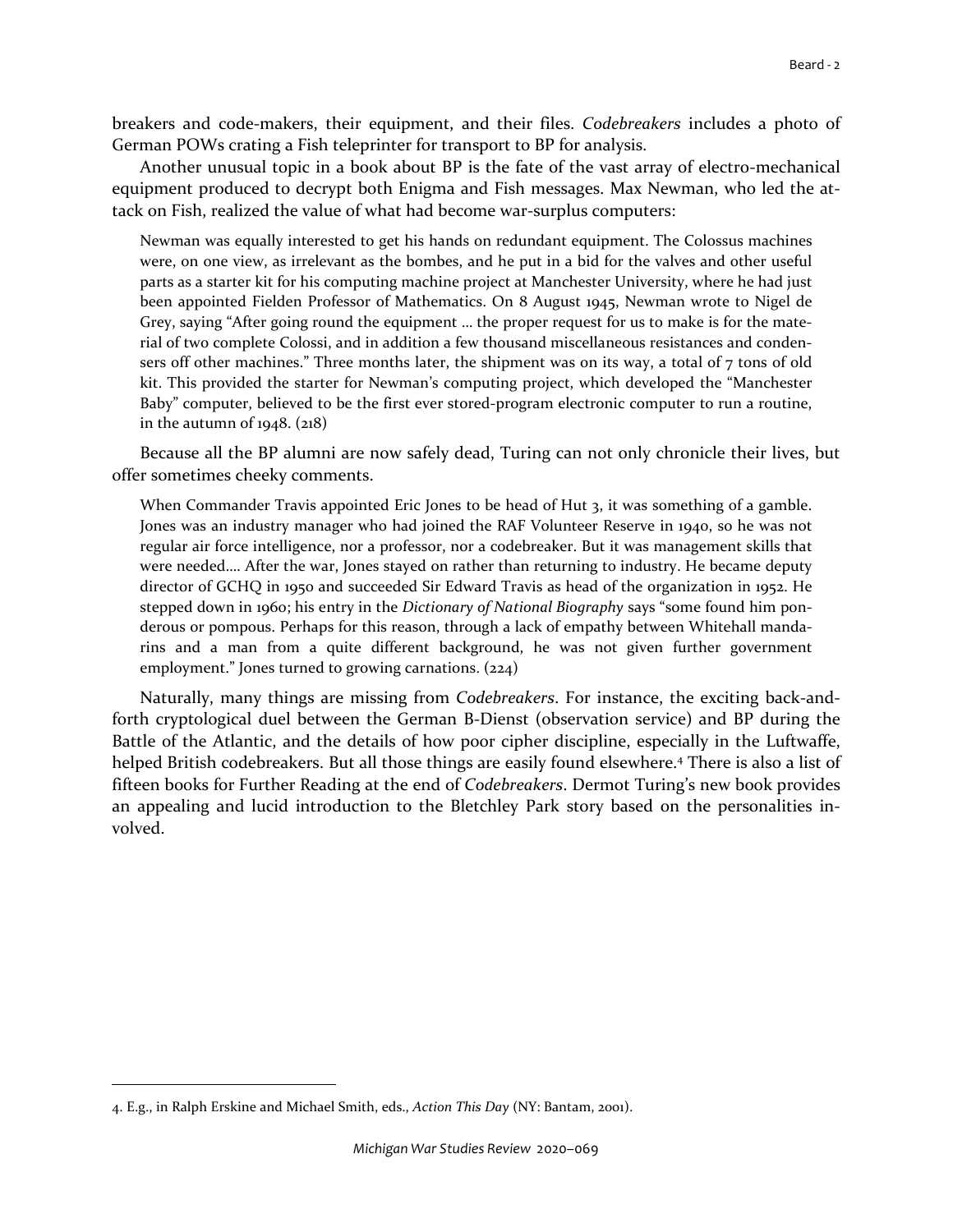breakers and code-makers, their equipment, and their files. *Codebreakers* includes a photo of German POWs crating a Fish teleprinter for transport to BP for analysis.

Another unusual topic in a book about BP is the fate of the vast array of electro-mechanical equipment produced to decrypt both Enigma and Fish messages. Max Newman, who led the attack on Fish, realized the value of what had become war-surplus computers:

> Newman was equally interested to get his hands on redundant equipment. The Colossus machines were, on one view, as irrelevant as the bombes, and he put in a bid for the valves and other useful parts as a starter kit for his computing machine project at Manchester University, where he had just been appointed Fielden Professor of Mathematics. On 8 August 1945, Newman wrote to Nigel de Grey, saying "After going round the equipment … the proper request for us to make is for the material of two complete Colossi, and in addition a few thousand miscellaneous resistances and condensers off other machines." Three months later, the shipment was on its way, a total of 7 tons of old kit. This provided the starter for Newman's computing project, which developed the "Manchester Baby" computer, believed to be the first ever stored-program electronic computer to run a routine, in the autumn of 1948. (218)

Because all the BP alumni are now safely dead, Turing can not only chronicle their lives, but offer sometimes cheeky comments.

> When Commander Travis appointed Eric Jones to be head of Hut 3, it was something of a gamble. Jones was an industry manager who had joined the RAF Volunteer Reserve in 1940, so he was not regular air force intelligence, nor a professor, nor a codebreaker. But it was management skills that were needed…. After the war, Jones stayed on rather than returning to industry. He became deputy director of GCHQ in 1950 and succeeded Sir Edward Travis as head of the organization in 1952. He stepped down in 1960; his entry in the *Dictionary of National Biography* says "some found him ponderous or pompous. Perhaps for this reason, through a lack of empathy between Whitehall mandarins and a man from a quite different background, he was not given further government employment." Jones turned to growing carnations. (224)

Naturally, many things are missing from *Codebreakers*. For instance, the exciting back-and-forth cryptological duel between the German B-Dienst (observation service) and BP during the Battle of the Atlantic, and the details of how poor cipher discipline, especially in the Luftwaffe, helped British codebreakers. But all those things are easily found elsewhere.[4] There is also a list of fifteen books for Further Reading at the end of *Codebreakers*. Dermot Turing's new book provides an appealing and lucid introduction to the Bletchley Park story based on the personalities involved.

---

4. E.g., in Ralph Erskine and Michael Smith, eds., *Action This Day* (NY: Bantam, 2001).